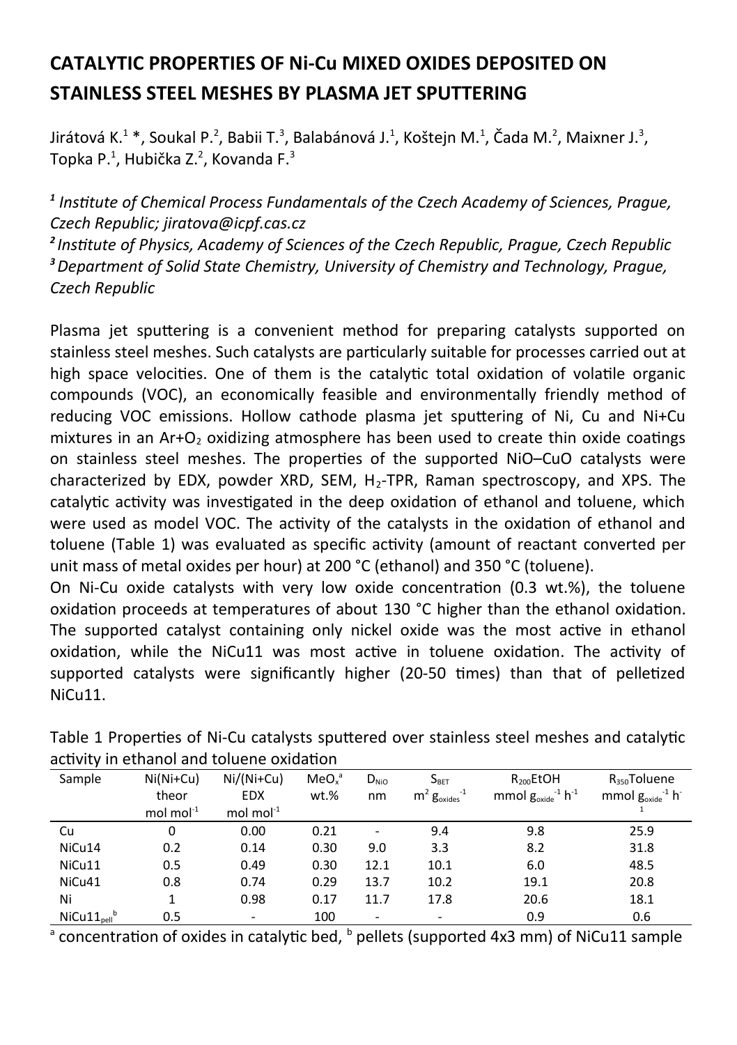# CATALYTIC PROPERTIES OF Ni-Cu MIXED OXIDES DEPOSITED ON STAINLESS STEEL MESHES BY PLASMA JET SPUTTERING

Jirátová K.[1] *, Soukal P.[2], Babii T.[3], Balabánová J.[1], Koštejn M.[1], Čada M.[2], Maixner J.[3], Topka P.[1], Hubička Z.[2], Kovanda F.[3]

*[1] Institute of Chemical Process Fundamentals of the Czech Academy of Sciences, Prague, Czech Republic; jiratova@icpf.cas.cz*
*[2] Institute of Physics, Academy of Sciences of the Czech Republic, Prague, Czech Republic*
*[3] Department of Solid State Chemistry, University of Chemistry and Technology, Prague, Czech Republic*

Plasma jet sputtering is a convenient method for preparing catalysts supported on stainless steel meshes. Such catalysts are particularly suitable for processes carried out at high space velocities. One of them is the catalytic total oxidation of volatile organic compounds (VOC), an economically feasible and environmentally friendly method of reducing VOC emissions. Hollow cathode plasma jet sputtering of Ni, Cu and Ni+Cu mixtures in an Ar+$O_2$ oxidizing atmosphere has been used to create thin oxide coatings on stainless steel meshes. The properties of the supported NiO–CuO catalysts were characterized by EDX, powder XRD, SEM, $H_2$-TPR, Raman spectroscopy, and XPS. The catalytic activity was investigated in the deep oxidation of ethanol and toluene, which were used as model VOC. The activity of the catalysts in the oxidation of ethanol and toluene (Table 1) was evaluated as specific activity (amount of reactant converted per unit mass of metal oxides per hour) at 200 °C (ethanol) and 350 °C (toluene).

On Ni-Cu oxide catalysts with very low oxide concentration (0.3 wt.%), the toluene oxidation proceeds at temperatures of about 130 °C higher than the ethanol oxidation. The supported catalyst containing only nickel oxide was the most active in ethanol oxidation, while the NiCu11 was most active in toluene oxidation. The activity of supported catalysts were significantly higher (20-50 times) than that of pelletized NiCu11.

Table 1 Properties of Ni-Cu catalysts sputtered over stainless steel meshes and catalytic activity in ethanol and toluene oxidation

| Sample | Ni(Ni+Cu) theor mol mol$^{-1}$ | Ni/(Ni+Cu) EDX mol mol$^{-1}$ | $MeO_x$[a] wt.% | $D_{NiO}$ nm | $S_{BET}$ $m^2\ g_{oxides}^{-1}$ | $R_{200}$EtOH mmol $g_{oxide}^{-1}\ h^{-1}$ | $R_{350}$Toluene mmol $g_{oxide}^{-1}\ h^{-1}$ |
|---|---|---|---|---|---|---|---|
| Cu | 0 | 0.00 | 0.21 | - | 9.4 | 9.8 | 25.9 |
| NiCu14 | 0.2 | 0.14 | 0.30 | 9.0 | 3.3 | 8.2 | 31.8 |
| NiCu11 | 0.5 | 0.49 | 0.30 | 12.1 | 10.1 | 6.0 | 48.5 |
| NiCu41 | 0.8 | 0.74 | 0.29 | 13.7 | 10.2 | 19.1 | 20.8 |
| Ni | 1 | 0.98 | 0.17 | 11.7 | 17.8 | 20.6 | 18.1 |
| $NiCu11_{pell}$[b] | 0.5 | - | 100 | - | - | 0.9 | 0.6 |

[a] concentration of oxides in catalytic bed, [b] pellets (supported 4x3 mm) of NiCu11 sample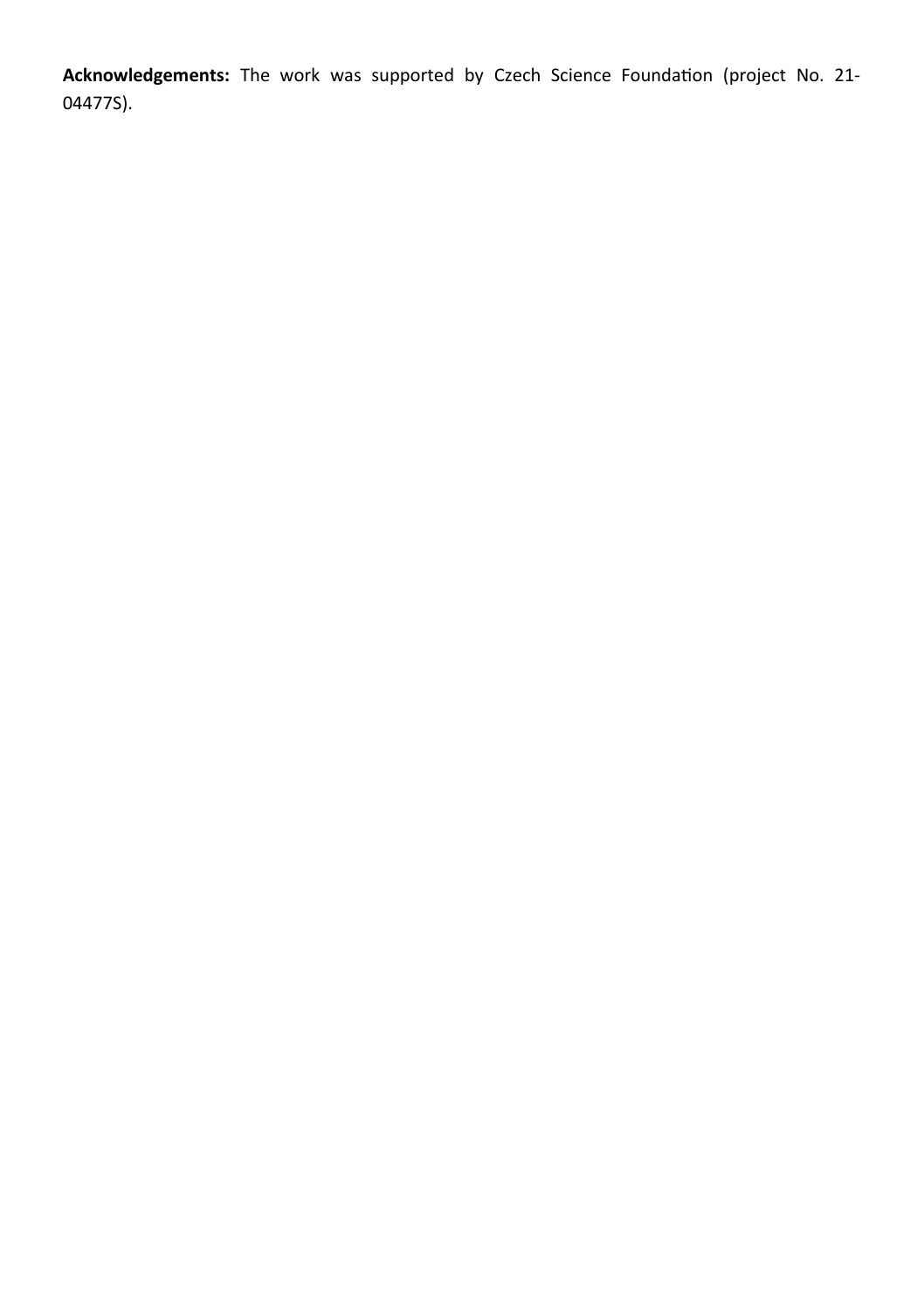**Acknowledgements:** The work was supported by Czech Science Foundation (project No. 21-04477S).